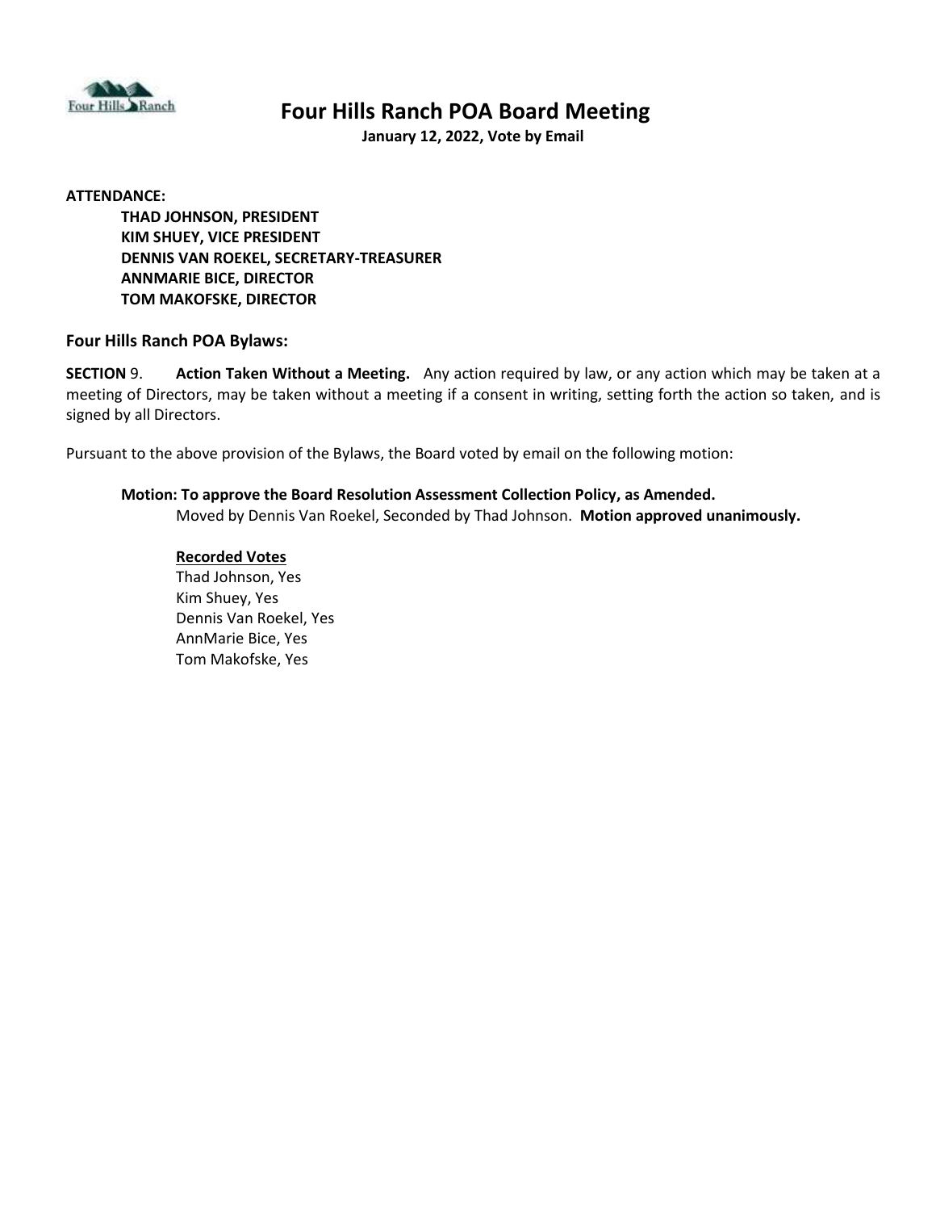# Four Hills Ranch POA Board Meeting

**January 12, 2022, Vote by Email**

**ATTENDANCE:**

**THAD JOHNSON, PRESIDENT**
**KIM SHUEY, VICE PRESIDENT**
**DENNIS VAN ROEKEL, SECRETARY-TREASURER**
**ANNMARIE BICE, DIRECTOR**
**TOM MAKOFSKE, DIRECTOR**

### Four Hills Ranch POA Bylaws:

**SECTION** 9. **Action Taken Without a Meeting.** Any action required by law, or any action which may be taken at a meeting of Directors, may be taken without a meeting if a consent in writing, setting forth the action so taken, and is signed by all Directors.

Pursuant to the above provision of the Bylaws, the Board voted by email on the following motion:

**Motion: To approve the Board Resolution Assessment Collection Policy, as Amended.**
Moved by Dennis Van Roekel, Seconded by Thad Johnson. **Motion approved unanimously.**

**Recorded Votes**
Thad Johnson, Yes
Kim Shuey, Yes
Dennis Van Roekel, Yes
AnnMarie Bice, Yes
Tom Makofske, Yes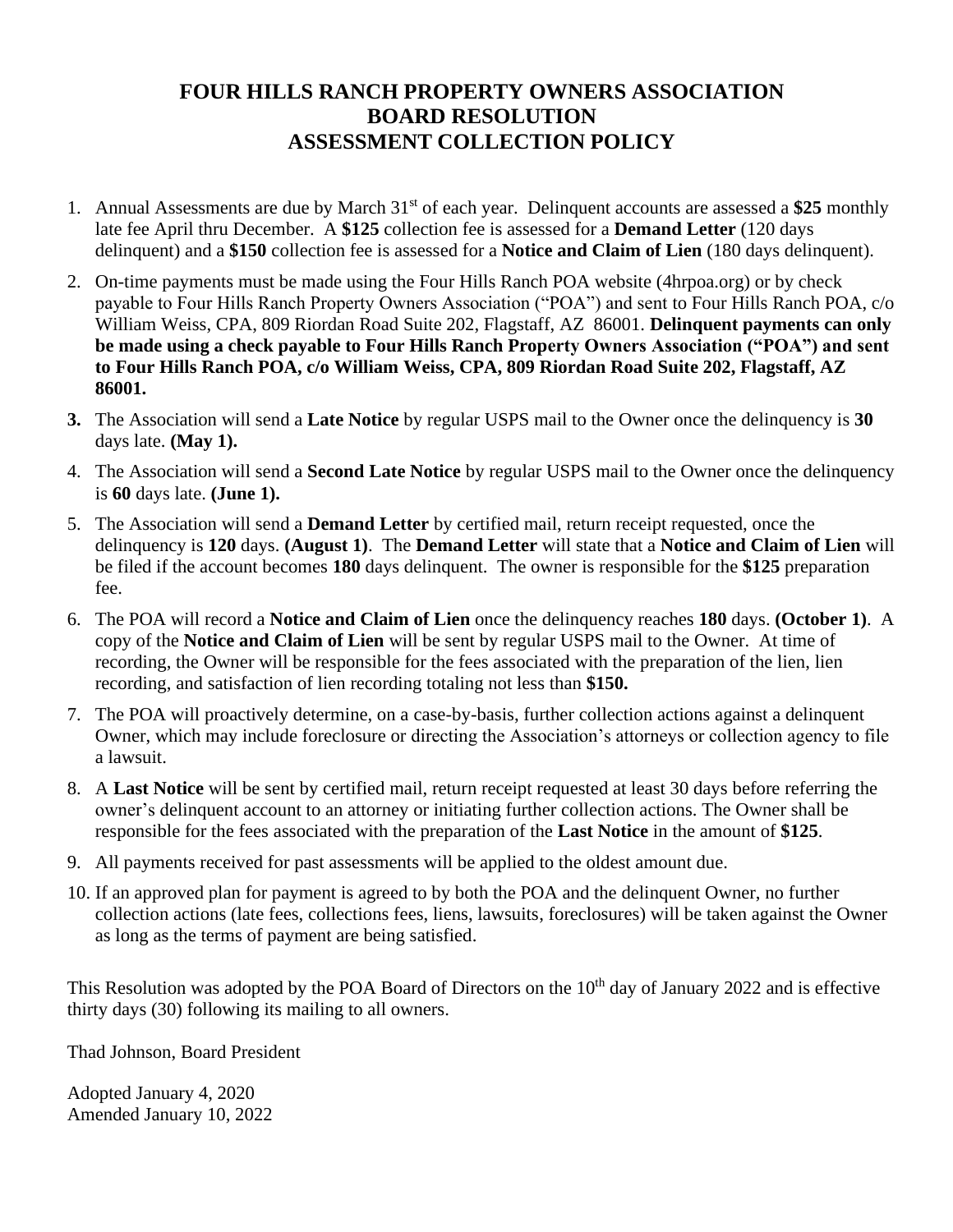# FOUR HILLS RANCH PROPERTY OWNERS ASSOCIATION
# BOARD RESOLUTION
# ASSESSMENT COLLECTION POLICY

1. Annual Assessments are due by March 31st of each year. Delinquent accounts are assessed a **$25** monthly late fee April thru December. A **$125** collection fee is assessed for a **Demand Letter** (120 days delinquent) and a **$150** collection fee is assessed for a **Notice and Claim of Lien** (180 days delinquent).
2. On-time payments must be made using the Four Hills Ranch POA website (4hrpoa.org) or by check payable to Four Hills Ranch Property Owners Association ("POA") and sent to Four Hills Ranch POA, c/o William Weiss, CPA, 809 Riordan Road Suite 202, Flagstaff, AZ 86001. **Delinquent payments can only be made using a check payable to Four Hills Ranch Property Owners Association ("POA") and sent to Four Hills Ranch POA, c/o William Weiss, CPA, 809 Riordan Road Suite 202, Flagstaff, AZ 86001.**
3. The Association will send a **Late Notice** by regular USPS mail to the Owner once the delinquency is **30** days late. **(May 1).**
4. The Association will send a **Second Late Notice** by regular USPS mail to the Owner once the delinquency is **60** days late. **(June 1).**
5. The Association will send a **Demand Letter** by certified mail, return receipt requested, once the delinquency is **120** days. **(August 1)**. The **Demand Letter** will state that a **Notice and Claim of Lien** will be filed if the account becomes **180** days delinquent. The owner is responsible for the **$125** preparation fee.
6. The POA will record a **Notice and Claim of Lien** once the delinquency reaches **180** days. **(October 1)**. A copy of the **Notice and Claim of Lien** will be sent by regular USPS mail to the Owner. At time of recording, the Owner will be responsible for the fees associated with the preparation of the lien, lien recording, and satisfaction of lien recording totaling not less than **$150.**
7. The POA will proactively determine, on a case-by-basis, further collection actions against a delinquent Owner, which may include foreclosure or directing the Association's attorneys or collection agency to file a lawsuit.
8. A **Last Notice** will be sent by certified mail, return receipt requested at least 30 days before referring the owner's delinquent account to an attorney or initiating further collection actions. The Owner shall be responsible for the fees associated with the preparation of the **Last Notice** in the amount of **$125**.
9. All payments received for past assessments will be applied to the oldest amount due.
10. If an approved plan for payment is agreed to by both the POA and the delinquent Owner, no further collection actions (late fees, collections fees, liens, lawsuits, foreclosures) will be taken against the Owner as long as the terms of payment are being satisfied.

This Resolution was adopted by the POA Board of Directors on the 10th day of January 2022 and is effective thirty days (30) following its mailing to all owners.

Thad Johnson, Board President

Adopted January 4, 2020
Amended January 10, 2022